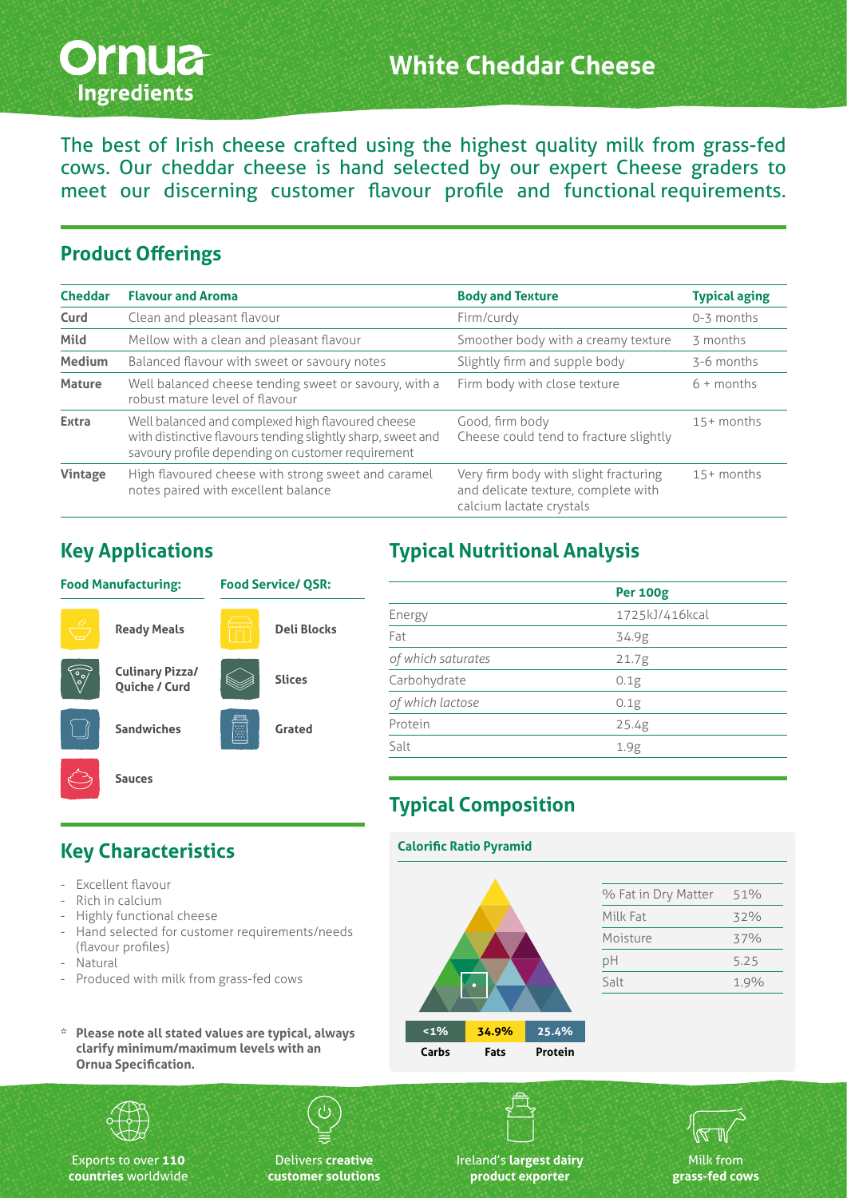# Ornua Ingredients

# White Cheddar Cheese

The best of Irish cheese crafted using the highest quality milk from grass-fed cows. Our cheddar cheese is hand selected by our expert Cheese graders to meet our discerning customer flavour profile and functional requirements.

## Product Offerings

| Cheddar | Flavour and Aroma | Body and Texture | Typical aging |
|---|---|---|---|
| Curd | Clean and pleasant flavour | Firm/curdy | 0-3 months |
| Mild | Mellow with a clean and pleasant flavour | Smoother body with a creamy texture | 3 months |
| Medium | Balanced flavour with sweet or savoury notes | Slightly firm and supple body | 3-6 months |
| Mature | Well balanced cheese tending sweet or savoury, with a robust mature level of flavour | Firm body with close texture | 6 + months |
| Extra | Well balanced and complexed high flavoured cheese with distinctive flavours tending slightly sharp, sweet and savoury profile depending on customer requirement | Good, firm body Cheese could tend to fracture slightly | 15+ months |
| Vintage | High flavoured cheese with strong sweet and caramel notes paired with excellent balance | Very firm body with slight fracturing and delicate texture, complete with calcium lactate crystals | 15+ months |

## Key Applications

**Food Manufacturing:**

- Ready Meals
- Culinary Pizza/ Quiche / Curd
- Sandwiches
- Sauces

**Food Service/ QSR:**

- Deli Blocks
- Slices
- Grated

## Key Characteristics

- Excellent flavour
- Rich in calcium
- Highly functional cheese
- Hand selected for customer requirements/needs (flavour profiles)
- Natural
- Produced with milk from grass-fed cows

\* **Please note all stated values are typical, always clarify minimum/maximum levels with an Ornua Specification.**

## Typical Nutritional Analysis

| | Per 100g |
|---|---|
| Energy | 1725kJ/416kcal |
| Fat | 34.9g |
| *of which saturates* | 21.7g |
| Carbohydrate | 0.1g |
| *of which lactose* | 0.1g |
| Protein | 25.4g |
| Salt | 1.9g |

## Typical Composition

**Calorific Ratio Pyramid**

| Carbs | Fats | Protein |
|---|---|---|
| <1% | 34.9% | 25.4% |

| | |
|---|---|
| % Fat in Dry Matter | 51% |
| Milk Fat | 32% |
| Moisture | 37% |
| pH | 5.25 |
| Salt | 1.9% |

Exports to over **110 countries** worldwide

Delivers **creative customer solutions**

Ireland's **largest dairy product exporter**

Milk from **grass-fed cows**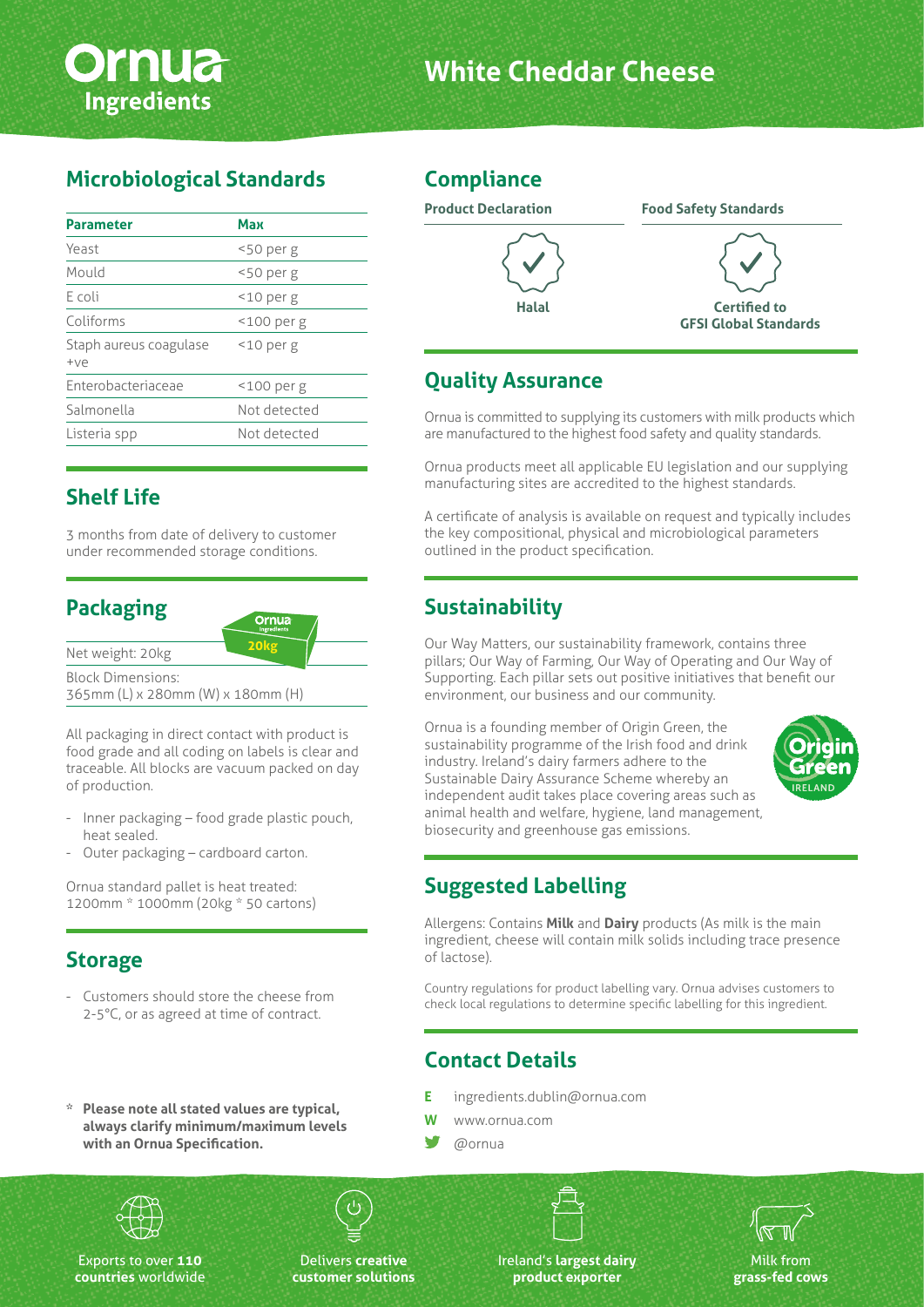# Ornua Ingredients

# White Cheddar Cheese

## Microbiological Standards

| Parameter | Max |
|---|---|
| Yeast | <50 per g |
| Mould | <50 per g |
| E coli | <10 per g |
| Coliforms | <100 per g |
| Staph aureus coagulase +ve | <10 per g |
| Enterobacteriaceae | <100 per g |
| Salmonella | Not detected |
| Listeria spp | Not detected |

## Shelf Life

3 months from date of delivery to customer under recommended storage conditions.

## Packaging

Ornua Ingredients 20kg

Net weight: 20kg

Block Dimensions:
365mm (L) x 280mm (W) x 180mm (H)

All packaging in direct contact with product is food grade and all coding on labels is clear and traceable. All blocks are vacuum packed on day of production.

- Inner packaging – food grade plastic pouch, heat sealed.
- Outer packaging – cardboard carton.

Ornua standard pallet is heat treated:
1200mm * 1000mm (20kg * 50 cartons)

## Storage

- Customers should store the cheese from 2-5°C, or as agreed at time of contract.

**\* Please note all stated values are typical, always clarify minimum/maximum levels with an Ornua Specification.**

## Compliance

| Product Declaration | Food Safety Standards |
|---|---|
| Halal | Certified to GFSI Global Standards |

## Quality Assurance

Ornua is committed to supplying its customers with milk products which are manufactured to the highest food safety and quality standards.

Ornua products meet all applicable EU legislation and our supplying manufacturing sites are accredited to the highest standards.

A certificate of analysis is available on request and typically includes the key compositional, physical and microbiological parameters outlined in the product specification.

## Sustainability

Our Way Matters, our sustainability framework, contains three pillars; Our Way of Farming, Our Way of Operating and Our Way of Supporting. Each pillar sets out positive initiatives that benefit our environment, our business and our community.

Ornua is a founding member of Origin Green, the sustainability programme of the Irish food and drink industry. Ireland's dairy farmers adhere to the Sustainable Dairy Assurance Scheme whereby an independent audit takes place covering areas such as animal health and welfare, hygiene, land management, biosecurity and greenhouse gas emissions.

Origin Green IRELAND

## Suggested Labelling

Allergens: Contains **Milk** and **Dairy** products (As milk is the main ingredient, cheese will contain milk solids including trace presence of lactose).

Country regulations for product labelling vary. Ornua advises customers to check local regulations to determine specific labelling for this ingredient.

## Contact Details

- **E** ingredients.dublin@ornua.com
- **W** www.ornua.com
- @ornua

Exports to over **110 countries** worldwide

Delivers **creative customer solutions**

Ireland's **largest dairy product exporter**

Milk from **grass-fed cows**